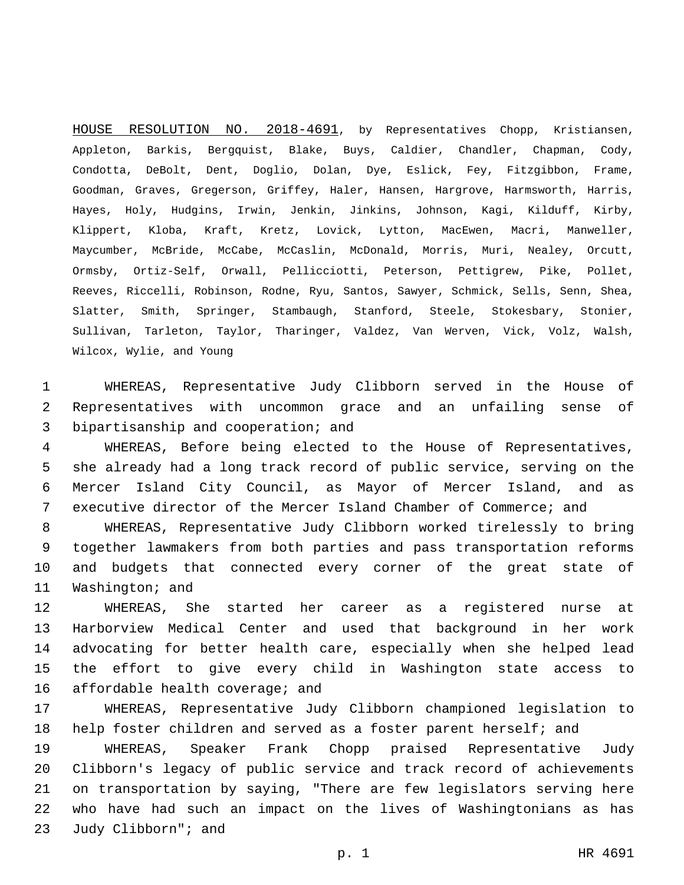HOUSE RESOLUTION NO. 2018-4691, by Representatives Chopp, Kristiansen, Appleton, Barkis, Bergquist, Blake, Buys, Caldier, Chandler, Chapman, Cody, Condotta, DeBolt, Dent, Doglio, Dolan, Dye, Eslick, Fey, Fitzgibbon, Frame, Goodman, Graves, Gregerson, Griffey, Haler, Hansen, Hargrove, Harmsworth, Harris, Hayes, Holy, Hudgins, Irwin, Jenkin, Jinkins, Johnson, Kagi, Kilduff, Kirby, Klippert, Kloba, Kraft, Kretz, Lovick, Lytton, MacEwen, Macri, Manweller, Maycumber, McBride, McCabe, McCaslin, McDonald, Morris, Muri, Nealey, Orcutt, Ormsby, Ortiz-Self, Orwall, Pellicciotti, Peterson, Pettigrew, Pike, Pollet, Reeves, Riccelli, Robinson, Rodne, Ryu, Santos, Sawyer, Schmick, Sells, Senn, Shea, Slatter, Smith, Springer, Stambaugh, Stanford, Steele, Stokesbary, Stonier, Sullivan, Tarleton, Taylor, Tharinger, Valdez, Van Werven, Vick, Volz, Walsh, Wilcox, Wylie, and Young

WHEREAS, Representative Judy Clibborn served in the House of Representatives with uncommon grace and an unfailing sense of bipartisanship and cooperation; and

WHEREAS, Before being elected to the House of Representatives, she already had a long track record of public service, serving on the Mercer Island City Council, as Mayor of Mercer Island, and as executive director of the Mercer Island Chamber of Commerce; and

WHEREAS, Representative Judy Clibborn worked tirelessly to bring together lawmakers from both parties and pass transportation reforms and budgets that connected every corner of the great state of Washington; and

WHEREAS, She started her career as a registered nurse at Harborview Medical Center and used that background in her work advocating for better health care, especially when she helped lead the effort to give every child in Washington state access to affordable health coverage; and

WHEREAS, Representative Judy Clibborn championed legislation to help foster children and served as a foster parent herself; and

WHEREAS, Speaker Frank Chopp praised Representative Judy Clibborn's legacy of public service and track record of achievements on transportation by saying, "There are few legislators serving here who have had such an impact on the lives of Washingtonians as has Judy Clibborn"; and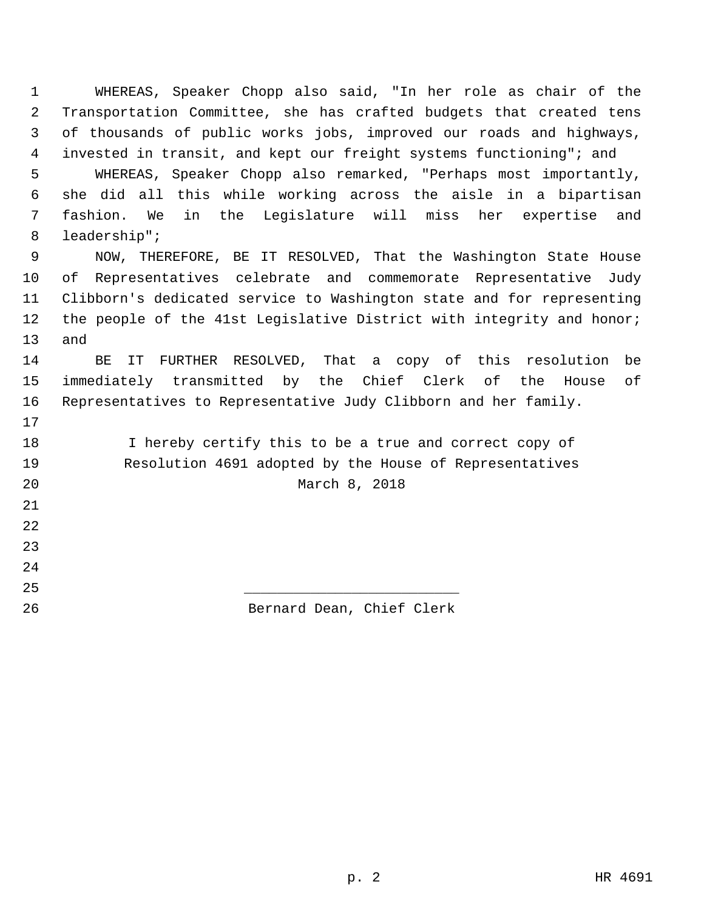WHEREAS, Speaker Chopp also said, "In her role as chair of the Transportation Committee, she has crafted budgets that created tens of thousands of public works jobs, improved our roads and highways, invested in transit, and kept our freight systems functioning"; and

WHEREAS, Speaker Chopp also remarked, "Perhaps most importantly, she did all this while working across the aisle in a bipartisan fashion. We in the Legislature will miss her expertise and leadership";

NOW, THEREFORE, BE IT RESOLVED, That the Washington State House of Representatives celebrate and commemorate Representative Judy Clibborn's dedicated service to Washington state and for representing the people of the 41st Legislative District with integrity and honor; and

BE IT FURTHER RESOLVED, That a copy of this resolution be immediately transmitted by the Chief Clerk of the House of Representatives to Representative Judy Clibborn and her family.

I hereby certify this to be a true and correct copy of
Resolution 4691 adopted by the House of Representatives
March 8, 2018

\_\_\_\_\_\_\_\_\_\_\_\_\_\_\_\_\_\_\_\_\_\_\_\_\_\_\_

Bernard Dean, Chief Clerk